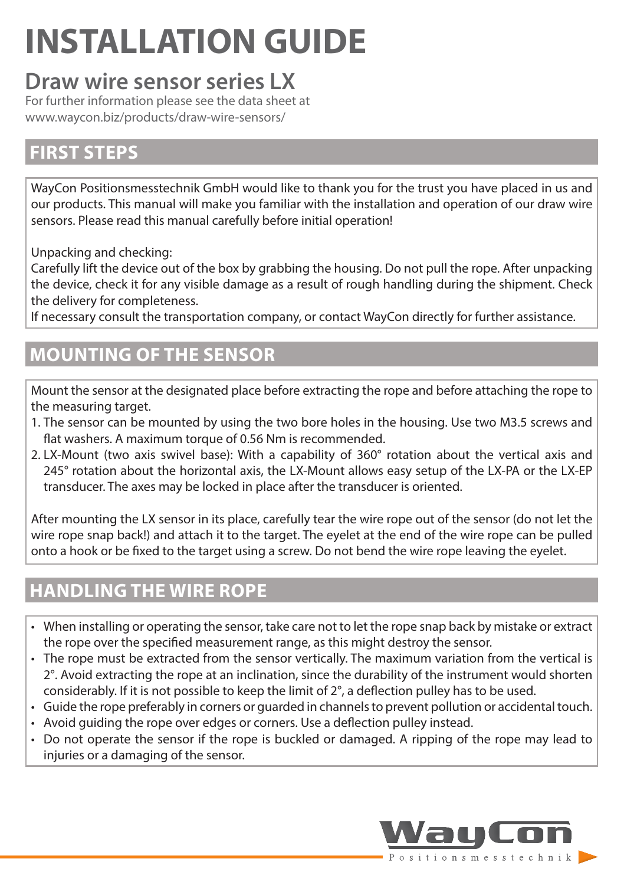# INSTALLATION GUIDE

## Draw wire sensor series LX

For further information please see the data sheet at
www.waycon.biz/products/draw-wire-sensors/

## FIRST STEPS

WayCon Positionsmesstechnik GmbH would like to thank you for the trust you have placed in us and our products. This manual will make you familiar with the installation and operation of our draw wire sensors. Please read this manual carefully before initial operation!

Unpacking and checking:
Carefully lift the device out of the box by grabbing the housing. Do not pull the rope. After unpacking the device, check it for any visible damage as a result of rough handling during the shipment. Check the delivery for completeness.
If necessary consult the transportation company, or contact WayCon directly for further assistance.

## MOUNTING OF THE SENSOR

Mount the sensor at the designated place before extracting the rope and before attaching the rope to the measuring target.

1. The sensor can be mounted by using the two bore holes in the housing. Use two M3.5 screws and flat washers. A maximum torque of 0.56 Nm is recommended.
2. LX-Mount (two axis swivel base): With a capability of 360° rotation about the vertical axis and 245° rotation about the horizontal axis, the LX-Mount allows easy setup of the LX-PA or the LX-EP transducer. The axes may be locked in place after the transducer is oriented.

After mounting the LX sensor in its place, carefully tear the wire rope out of the sensor (do not let the wire rope snap back!) and attach it to the target. The eyelet at the end of the wire rope can be pulled onto a hook or be fixed to the target using a screw. Do not bend the wire rope leaving the eyelet.

## HANDLING THE WIRE ROPE

- When installing or operating the sensor, take care not to let the rope snap back by mistake or extract the rope over the specified measurement range, as this might destroy the sensor.
- The rope must be extracted from the sensor vertically. The maximum variation from the vertical is 2°. Avoid extracting the rope at an inclination, since the durability of the instrument would shorten considerably. If it is not possible to keep the limit of 2°, a deflection pulley has to be used.
- Guide the rope preferably in corners or guarded in channels to prevent pollution or accidental touch.
- Avoid guiding the rope over edges or corners. Use a deflection pulley instead.
- Do not operate the sensor if the rope is buckled or damaged. A ripping of the rope may lead to injuries or a damaging of the sensor.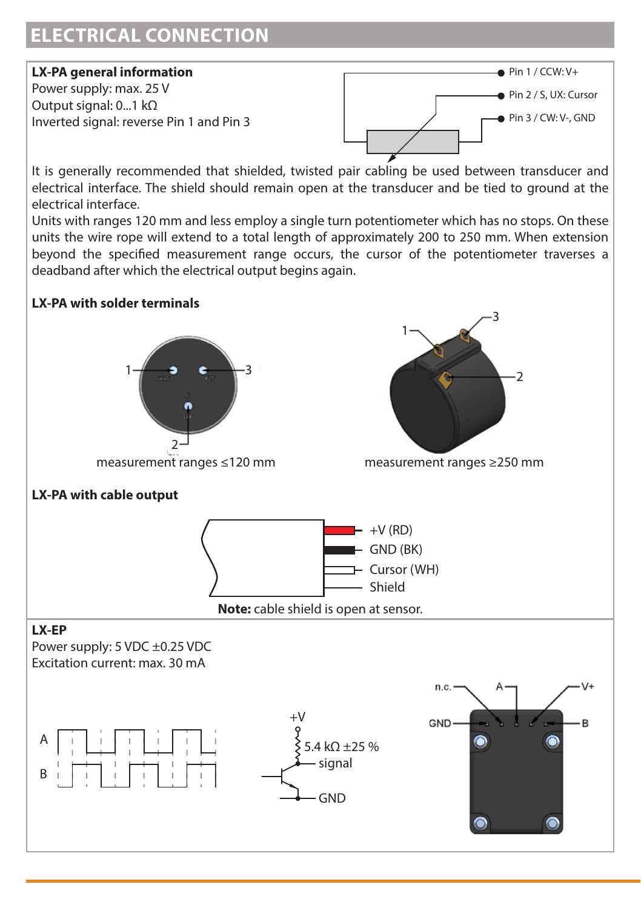## ELECTRICAL CONNECTION

**LX-PA general information**

Power supply: max. 25 V

Output signal: 0...1 kΩ

Inverted signal: reverse Pin 1 and Pin 3

Pin 1 / CCW: V+

Pin 2 / S, UX: Cursor

Pin 3 / CW: V-, GND

It is generally recommended that shielded, twisted pair cabling be used between transducer and electrical interface. The shield should remain open at the transducer and be tied to ground at the electrical interface.

Units with ranges 120 mm and less employ a single turn potentiometer which has no stops. On these units the wire rope will extend to a total length of approximately 200 to 250 mm. When extension beyond the specified measurement range occurs, the cursor of the potentiometer traverses a deadband after which the electrical output begins again.

**LX-PA with solder terminals**

measurement ranges ≤120 mm

measurement ranges ≥250 mm

**LX-PA with cable output**

+V (RD)

GND (BK)

Cursor (WH)

Shield

**Note:** cable shield is open at sensor.

**LX-EP**

Power supply: 5 VDC ±0.25 VDC

Excitation current: max. 30 mA

A

B

+V

5.4 kΩ ±25 %

signal

GND

n.c.

A

V+

GND

B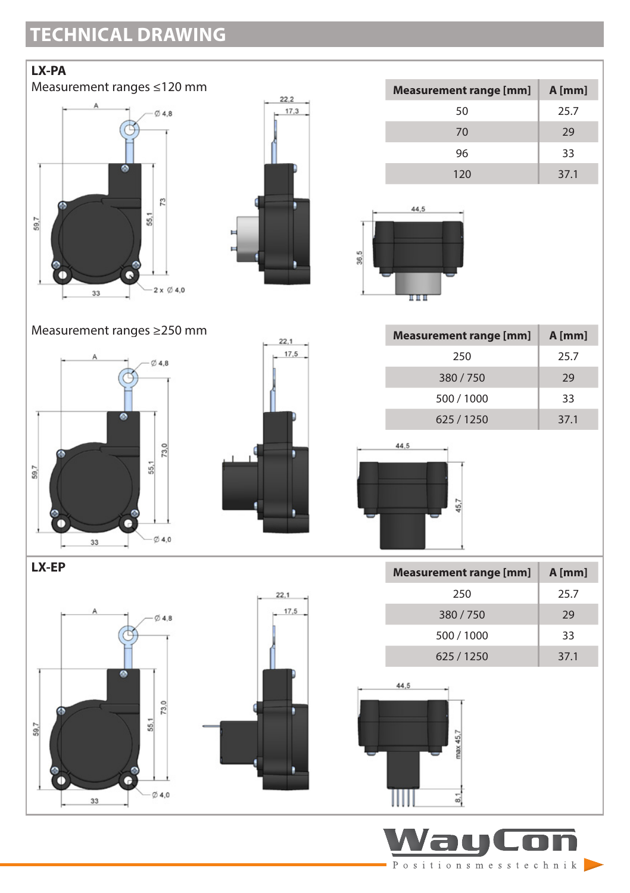# TECHNICAL DRAWING

## LX-PA

Measurement ranges ≤120 mm

| Measurement range [mm] | A [mm] |
|---|---|
| 50 | 25.7 |
| 70 | 29 |
| 96 | 33 |
| 120 | 37.1 |

Measurement ranges ≥250 mm

| Measurement range [mm] | A [mm] |
|---|---|
| 250 | 25.7 |
| 380 / 750 | 29 |
| 500 / 1000 | 33 |
| 625 / 1250 | 37.1 |

## LX-EP

| Measurement range [mm] | A [mm] |
|---|---|
| 250 | 25.7 |
| 380 / 750 | 29 |
| 500 / 1000 | 33 |
| 625 / 1250 | 37.1 |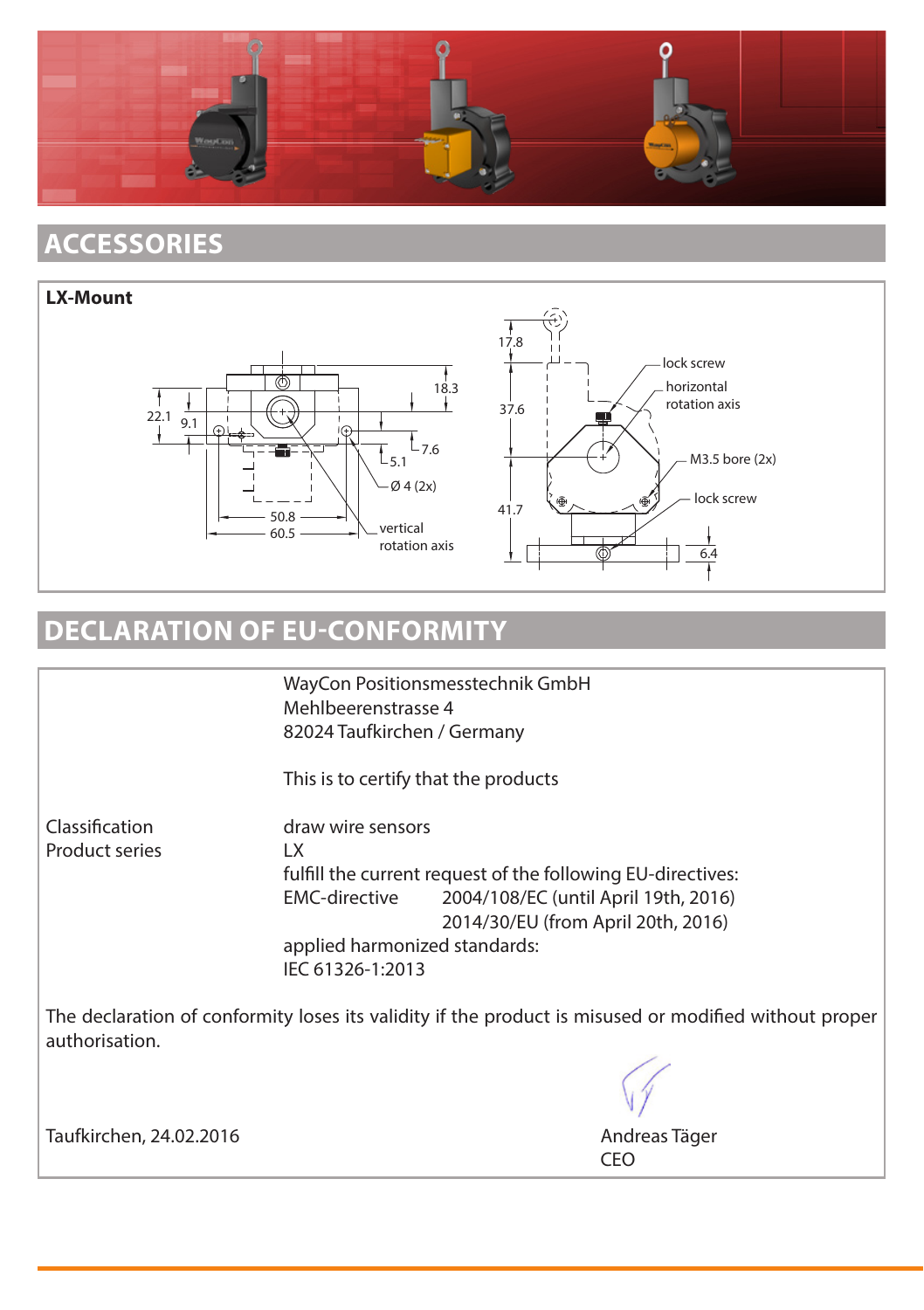## ACCESSORIES

**LX-Mount**

22.1
9.1
18.3
7.6
5.1
Ø 4 (2x)
50.8
60.5
vertical rotation axis

17.8
37.6
41.7
6.4
lock screw
horizontal rotation axis
M3.5 bore (2x)
lock screw

## DECLARATION OF EU-CONFORMITY

WayCon Positionsmesstechnik GmbH
Mehlbeerenstrasse 4
82024 Taufkirchen / Germany

This is to certify that the products

Classification: draw wire sensors
Product series: LX

fulfill the current request of the following EU-directives:

EMC-directive 2004/108/EC (until April 19th, 2016)
2014/30/EU (from April 20th, 2016)

applied harmonized standards:
IEC 61326-1:2013

The declaration of conformity loses its validity if the product is misused or modified without proper authorisation.

Taufkirchen, 24.02.2016

Andreas Täger
CEO